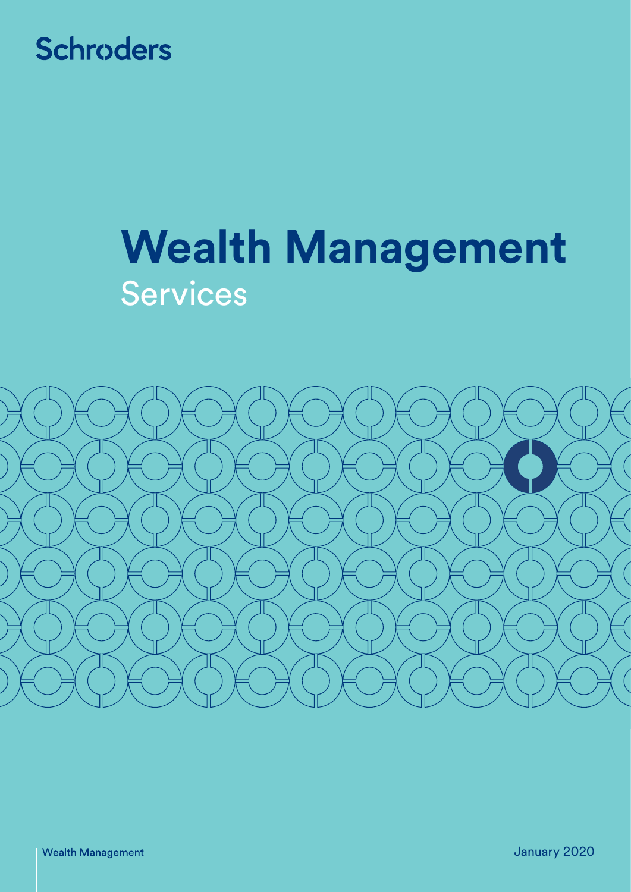Schroders

# Wealth Management

## Services

Wealth Management

January 2020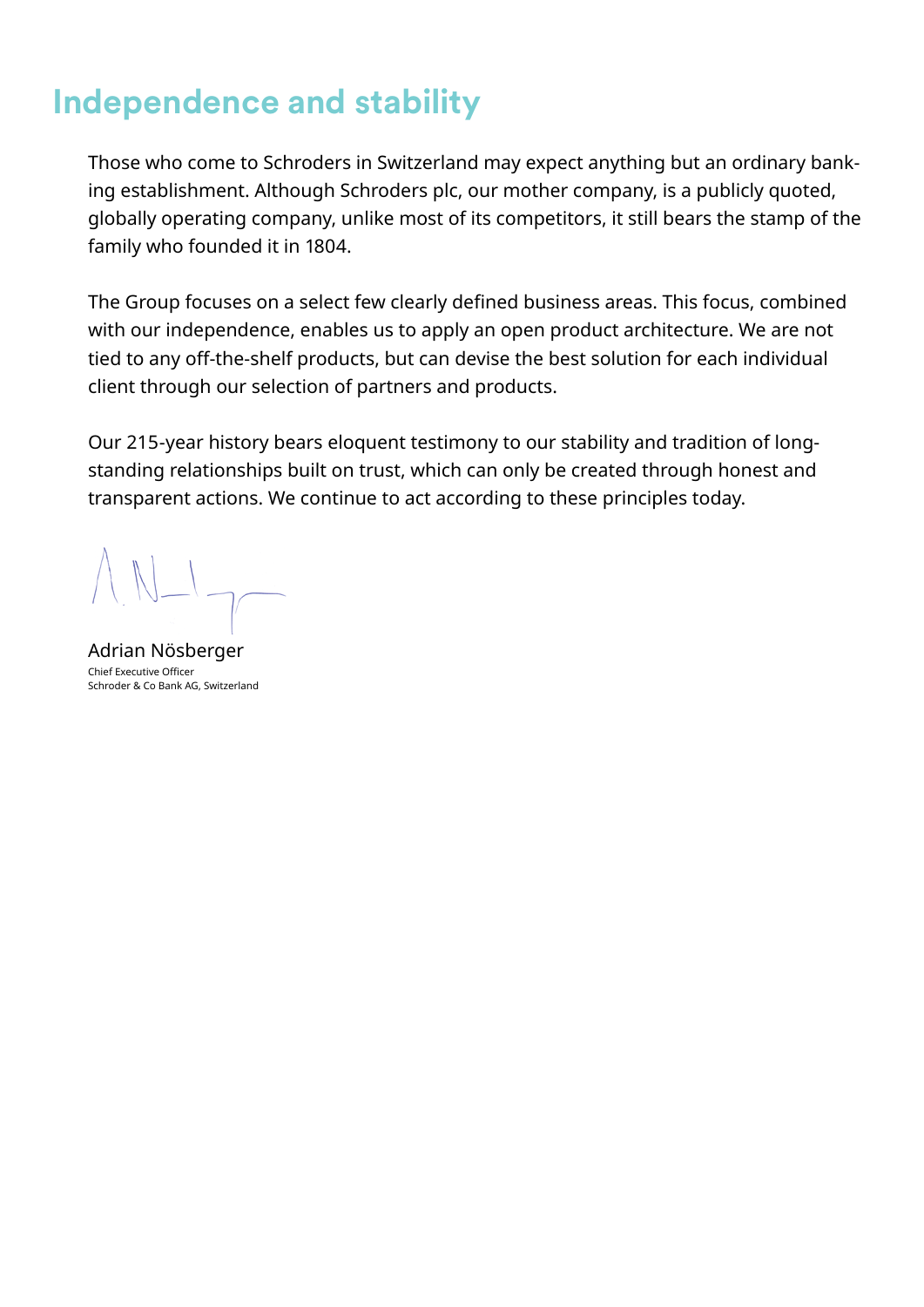# Independence and stability

Those who come to Schroders in Switzerland may expect anything but an ordinary banking establishment. Although Schroders plc, our mother company, is a publicly quoted, globally operating company, unlike most of its competitors, it still bears the stamp of the family who founded it in 1804.

The Group focuses on a select few clearly defined business areas. This focus, combined with our independence, enables us to apply an open product architecture. We are not tied to any off-the-shelf products, but can devise the best solution for each individual client through our selection of partners and products.

Our 215-year history bears eloquent testimony to our stability and tradition of long-standing relationships built on trust, which can only be created through honest and transparent actions. We continue to act according to these principles today.

Adrian Nösberger
Chief Executive Officer
Schroder & Co Bank AG, Switzerland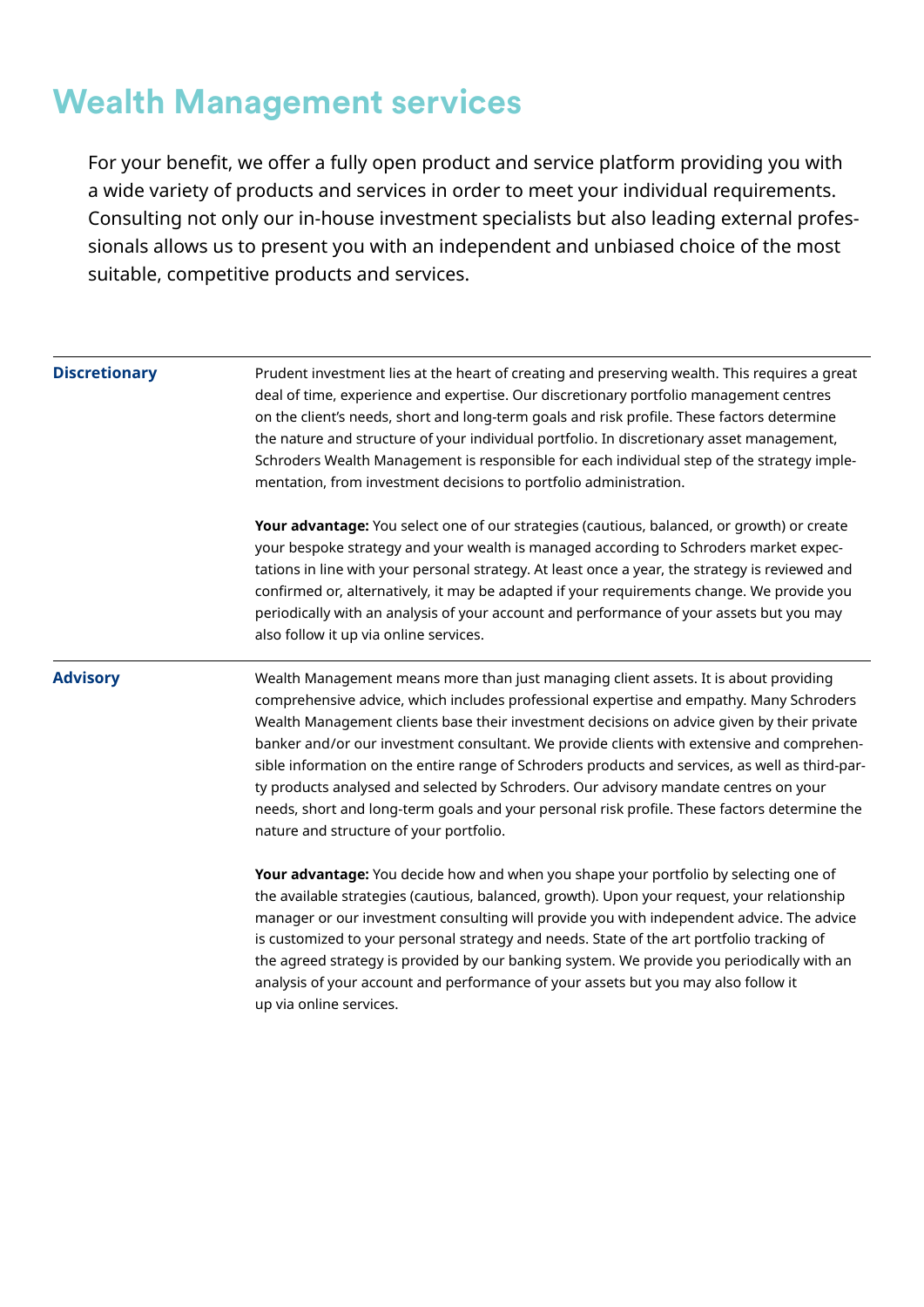# Wealth Management services

For your benefit, we offer a fully open product and service platform providing you with a wide variety of products and services in order to meet your individual requirements. Consulting not only our in-house investment specialists but also leading external professionals allows us to present you with an independent and unbiased choice of the most suitable, competitive products and services.

## Discretionary

Prudent investment lies at the heart of creating and preserving wealth. This requires a great deal of time, experience and expertise. Our discretionary portfolio management centres on the client's needs, short and long-term goals and risk profile. These factors determine the nature and structure of your individual portfolio. In discretionary asset management, Schroders Wealth Management is responsible for each individual step of the strategy implementation, from investment decisions to portfolio administration.

**Your advantage:** You select one of our strategies (cautious, balanced, or growth) or create your bespoke strategy and your wealth is managed according to Schroders market expectations in line with your personal strategy. At least once a year, the strategy is reviewed and confirmed or, alternatively, it may be adapted if your requirements change. We provide you periodically with an analysis of your account and performance of your assets but you may also follow it up via online services.

## Advisory

Wealth Management means more than just managing client assets. It is about providing comprehensive advice, which includes professional expertise and empathy. Many Schroders Wealth Management clients base their investment decisions on advice given by their private banker and/or our investment consultant. We provide clients with extensive and comprehensible information on the entire range of Schroders products and services, as well as third-party products analysed and selected by Schroders. Our advisory mandate centres on your needs, short and long-term goals and your personal risk profile. These factors determine the nature and structure of your portfolio.

**Your advantage:** You decide how and when you shape your portfolio by selecting one of the available strategies (cautious, balanced, growth). Upon your request, your relationship manager or our investment consulting will provide you with independent advice. The advice is customized to your personal strategy and needs. State of the art portfolio tracking of the agreed strategy is provided by our banking system. We provide you periodically with an analysis of your account and performance of your assets but you may also follow it up via online services.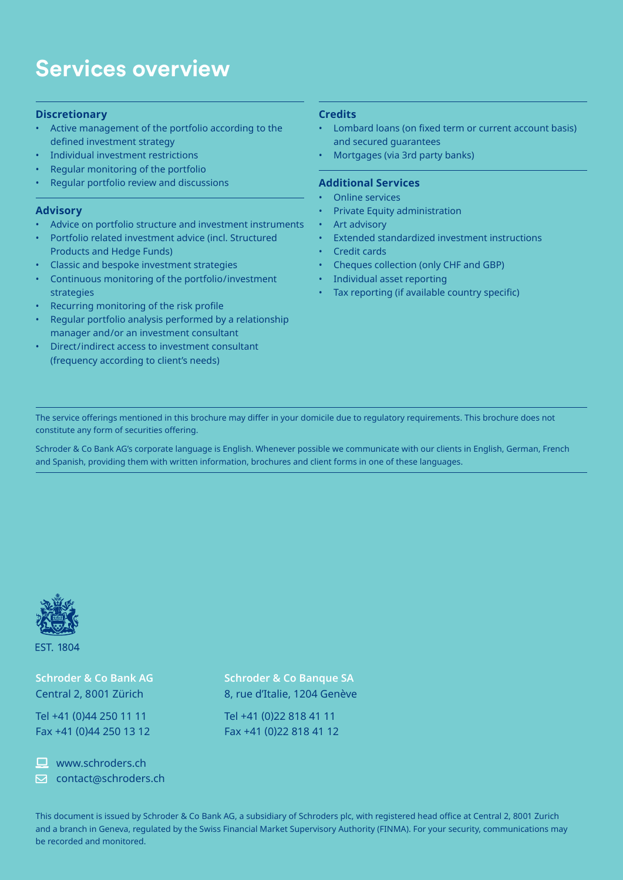# Services overview

### Discretionary

- Active management of the portfolio according to the defined investment strategy
- Individual investment restrictions
- Regular monitoring of the portfolio
- Regular portfolio review and discussions

### Advisory

- Advice on portfolio structure and investment instruments
- Portfolio related investment advice (incl. Structured Products and Hedge Funds)
- Classic and bespoke investment strategies
- Continuous monitoring of the portfolio/investment strategies
- Recurring monitoring of the risk profile
- Regular portfolio analysis performed by a relationship manager and/or an investment consultant
- Direct/indirect access to investment consultant (frequency according to client's needs)

### Credits

- Lombard loans (on fixed term or current account basis) and secured guarantees
- Mortgages (via 3rd party banks)

### Additional Services

- Online services
- Private Equity administration
- Art advisory
- Extended standardized investment instructions
- Credit cards
- Cheques collection (only CHF and GBP)
- Individual asset reporting
- Tax reporting (if available country specific)

The service offerings mentioned in this brochure may differ in your domicile due to regulatory requirements. This brochure does not constitute any form of securities offering.

Schroder & Co Bank AG's corporate language is English. Whenever possible we communicate with our clients in English, German, French and Spanish, providing them with written information, brochures and client forms in one of these languages.

EST. 1804

**Schroder & Co Bank AG**
Central 2, 8001 Zürich

Tel +41 (0)44 250 11 11
Fax +41 (0)44 250 13 12

**Schroder & Co Banque SA**
8, rue d'Italie, 1204 Genève

Tel +41 (0)22 818 41 11
Fax +41 (0)22 818 41 12

www.schroders.ch
contact@schroders.ch

This document is issued by Schroder & Co Bank AG, a subsidiary of Schroders plc, with registered head office at Central 2, 8001 Zurich and a branch in Geneva, regulated by the Swiss Financial Market Supervisory Authority (FINMA). For your security, communications may be recorded and monitored.